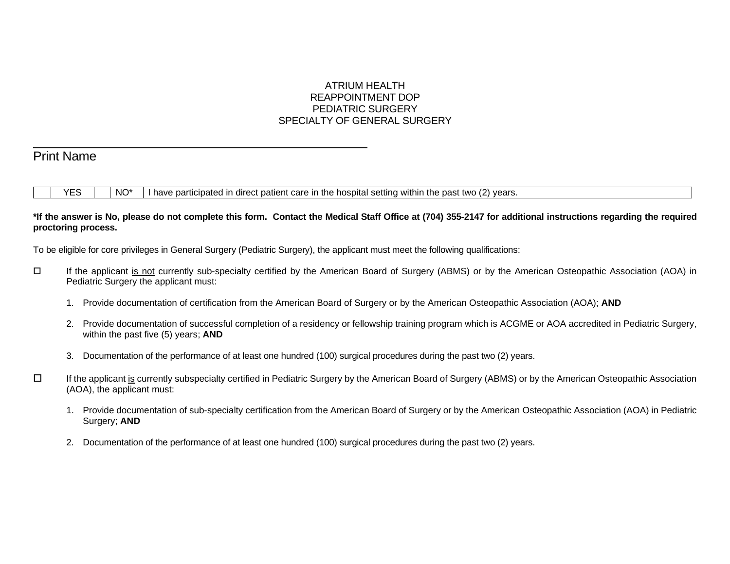# ATRIUM HEALTH
# REAPPOINTMENT DOP
# PEDIATRIC SURGERY
# SPECIALTY OF GENERAL SURGERY

\_\_\_\_\_\_\_\_\_\_\_\_\_\_\_\_\_\_\_\_\_\_\_\_\_\_\_\_\_\_\_\_\_\_\_\_\_\_\_\_\_\_\_\_

Print Name

| | YES | | NO* | I have participated in direct patient care in the hospital setting within the past two (2) years. |
|---|---|---|---|---|

**\*If the answer is No, please do not complete this form. Contact the Medical Staff Office at (704) 355-2147 for additional instructions regarding the required proctoring process.**

To be eligible for core privileges in General Surgery (Pediatric Surgery), the applicant must meet the following qualifications:

☐ If the applicant <u>is not</u> currently sub-specialty certified by the American Board of Surgery (ABMS) or by the American Osteopathic Association (AOA) in Pediatric Surgery the applicant must:

1. Provide documentation of certification from the American Board of Surgery or by the American Osteopathic Association (AOA); **AND**
2. Provide documentation of successful completion of a residency or fellowship training program which is ACGME or AOA accredited in Pediatric Surgery, within the past five (5) years; **AND**
3. Documentation of the performance of at least one hundred (100) surgical procedures during the past two (2) years.

☐ If the applicant <u>is</u> currently subspecialty certified in Pediatric Surgery by the American Board of Surgery (ABMS) or by the American Osteopathic Association (AOA), the applicant must:

1. Provide documentation of sub-specialty certification from the American Board of Surgery or by the American Osteopathic Association (AOA) in Pediatric Surgery; **AND**
2. Documentation of the performance of at least one hundred (100) surgical procedures during the past two (2) years.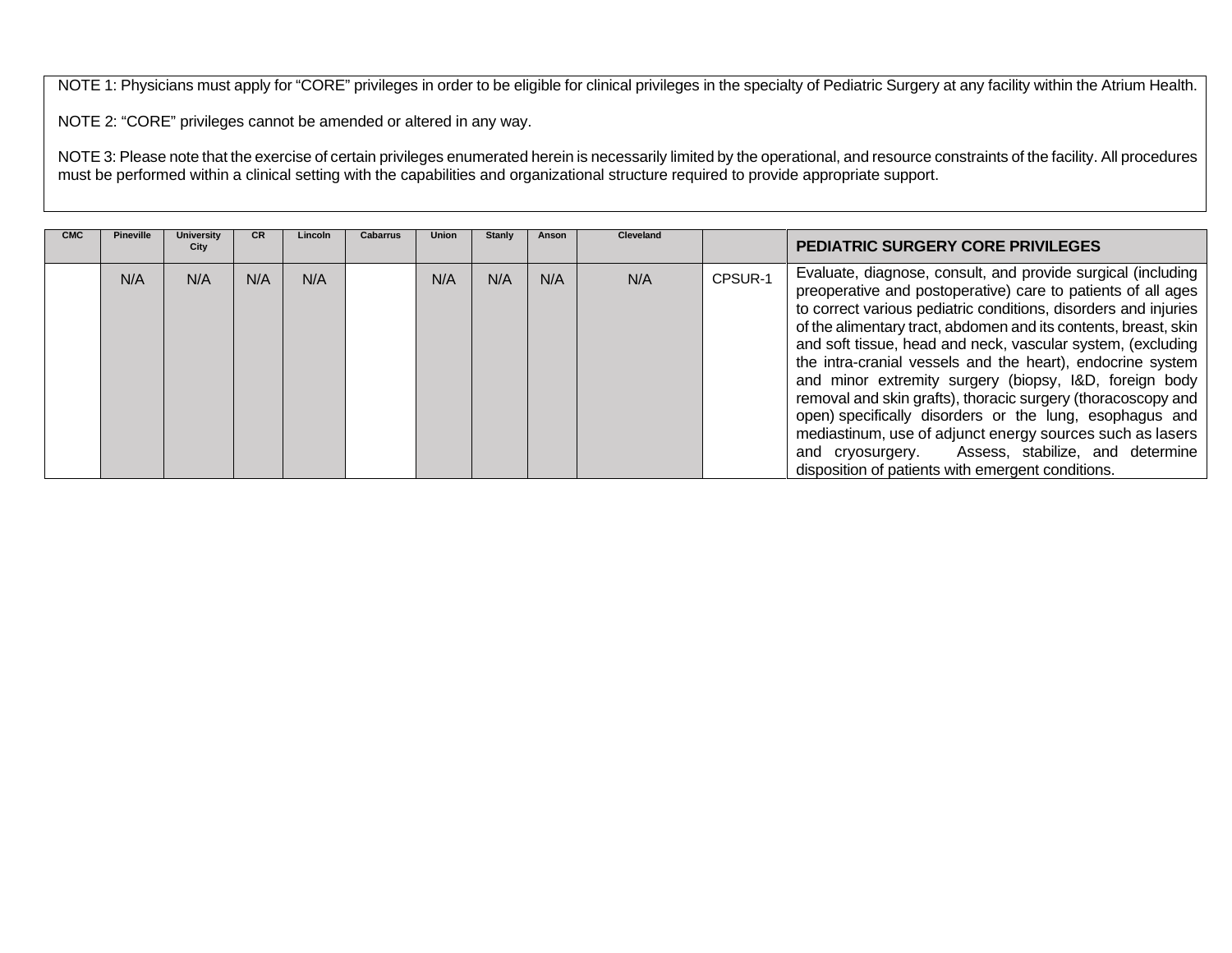NOTE 1: Physicians must apply for "CORE" privileges in order to be eligible for clinical privileges in the specialty of Pediatric Surgery at any facility within the Atrium Health.

NOTE 2: "CORE" privileges cannot be amended or altered in any way.

NOTE 3: Please note that the exercise of certain privileges enumerated herein is necessarily limited by the operational, and resource constraints of the facility. All procedures must be performed within a clinical setting with the capabilities and organizational structure required to provide appropriate support.

| CMC | Pineville | University City | CR | Lincoln | Cabarrus | Union | Stanly | Anson | Cleveland | | PEDIATRIC SURGERY CORE PRIVILEGES |
|---|---|---|---|---|---|---|---|---|---|---|---|
| | N/A | N/A | N/A | N/A | | N/A | N/A | N/A | N/A | CPSUR-1 | Evaluate, diagnose, consult, and provide surgical (including preoperative and postoperative) care to patients of all ages to correct various pediatric conditions, disorders and injuries of the alimentary tract, abdomen and its contents, breast, skin and soft tissue, head and neck, vascular system, (excluding the intra-cranial vessels and the heart), endocrine system and minor extremity surgery (biopsy, I&D, foreign body removal and skin grafts), thoracic surgery (thoracoscopy and open) specifically disorders or the lung, esophagus and mediastinum, use of adjunct energy sources such as lasers and cryosurgery. Assess, stabilize, and determine disposition of patients with emergent conditions. |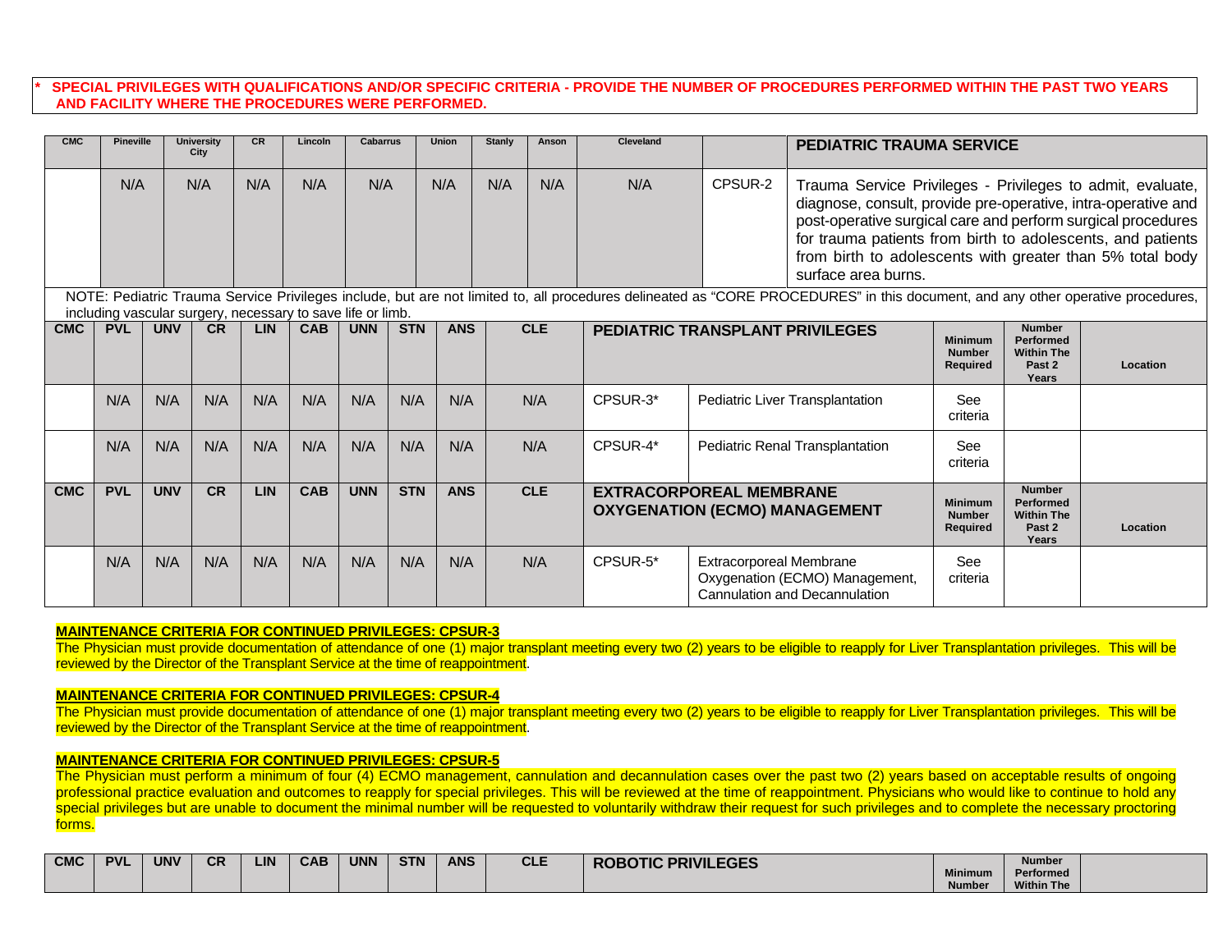**\* SPECIAL PRIVILEGES WITH QUALIFICATIONS AND/OR SPECIFIC CRITERIA - PROVIDE THE NUMBER OF PROCEDURES PERFORMED WITHIN THE PAST TWO YEARS AND FACILITY WHERE THE PROCEDURES WERE PERFORMED.**

| CMC | Pineville | University City | CR | Lincoln | Cabarrus | Union | Stanly | Anson | Cleveland | | PEDIATRIC TRAUMA SERVICE |
|---|---|---|---|---|---|---|---|---|---|---|---|
| | N/A | N/A | N/A | N/A | N/A | N/A | N/A | N/A | N/A | CPSUR-2 | Trauma Service Privileges - Privileges to admit, evaluate, diagnose, consult, provide pre-operative, intra-operative and post-operative surgical care and perform surgical procedures for trauma patients from birth to adolescents, and patients from birth to adolescents with greater than 5% total body surface area burns. |

NOTE: Pediatric Trauma Service Privileges include, but are not limited to, all procedures delineated as "CORE PROCEDURES" in this document, and any other operative procedures, including vascular surgery, necessary to save life or limb.

| CMC | PVL | UNV | CR | LIN | CAB | UNN | STN | ANS | CLE | PEDIATRIC TRANSPLANT PRIVILEGES | | Minimum Number Required | Number Performed Within The Past 2 Years | Location |
|---|---|---|---|---|---|---|---|---|---|---|---|---|---|---|
| | N/A | N/A | N/A | N/A | N/A | N/A | N/A | N/A | N/A | CPSUR-3* | Pediatric Liver Transplantation | See criteria | | |
| | N/A | N/A | N/A | N/A | N/A | N/A | N/A | N/A | N/A | CPSUR-4* | Pediatric Renal Transplantation | See criteria | | |
| **CMC** | **PVL** | **UNV** | **CR** | **LIN** | **CAB** | **UNN** | **STN** | **ANS** | **CLE** | **EXTRACORPOREAL MEMBRANE OXYGENATION (ECMO) MANAGEMENT** | | **Minimum Number Required** | **Number Performed Within The Past 2 Years** | **Location** |
| | N/A | N/A | N/A | N/A | N/A | N/A | N/A | N/A | N/A | CPSUR-5* | Extracorporeal Membrane Oxygenation (ECMO) Management, Cannulation and Decannulation | See criteria | | |

**MAINTENANCE CRITERIA FOR CONTINUED PRIVILEGES: CPSUR-3**
The Physician must provide documentation of attendance of one (1) major transplant meeting every two (2) years to be eligible to reapply for Liver Transplantation privileges. This will be reviewed by the Director of the Transplant Service at the time of reappointment.

**MAINTENANCE CRITERIA FOR CONTINUED PRIVILEGES: CPSUR-4**
The Physician must provide documentation of attendance of one (1) major transplant meeting every two (2) years to be eligible to reapply for Liver Transplantation privileges. This will be reviewed by the Director of the Transplant Service at the time of reappointment.

**MAINTENANCE CRITERIA FOR CONTINUED PRIVILEGES: CPSUR-5**
The Physician must perform a minimum of four (4) ECMO management, cannulation and decannulation cases over the past two (2) years based on acceptable results of ongoing professional practice evaluation and outcomes to reapply for special privileges. This will be reviewed at the time of reappointment. Physicians who would like to continue to hold any special privileges but are unable to document the minimal number will be requested to voluntarily withdraw their request for such privileges and to complete the necessary proctoring forms.

| CMC | PVL | UNV | CR | LIN | CAB | UNN | STN | ANS | CLE | ROBOTIC PRIVILEGES | Minimum Number | Number Performed Within The | |
|---|---|---|---|---|---|---|---|---|---|---|---|---|---|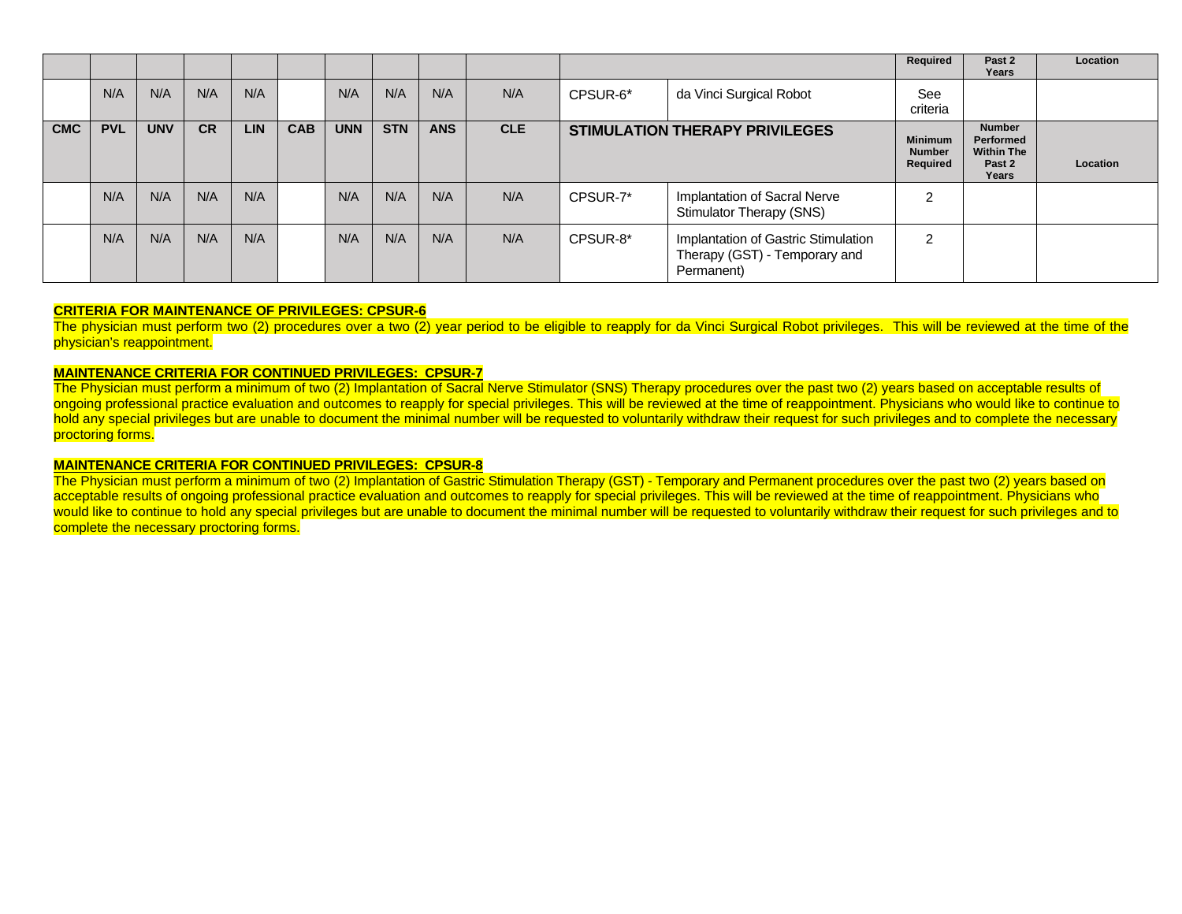|  |  |  |  |  |  |  |  |  |  |  |  | Required | Past 2 Years | Location |
|---|---|---|---|---|---|---|---|---|---|---|---|---|---|---|
|  | N/A | N/A | N/A | N/A |  | N/A | N/A | N/A | N/A | CPSUR-6* | da Vinci Surgical Robot | See criteria |  |  |
| **CMC** | **PVL** | **UNV** | **CR** | **LIN** | **CAB** | **UNN** | **STN** | **ANS** | **CLE** | **STIMULATION THERAPY PRIVILEGES** |  | **Minimum Number Required** | **Number Performed Within The Past 2 Years** | **Location** |
|  | N/A | N/A | N/A | N/A |  | N/A | N/A | N/A | N/A | CPSUR-7* | Implantation of Sacral Nerve Stimulator Therapy (SNS) | 2 |  |  |
|  | N/A | N/A | N/A | N/A |  | N/A | N/A | N/A | N/A | CPSUR-8* | Implantation of Gastric Stimulation Therapy (GST) - Temporary and Permanent) | 2 |  |  |

**CRITERIA FOR MAINTENANCE OF PRIVILEGES: CPSUR-6**

The physician must perform two (2) procedures over a two (2) year period to be eligible to reapply for da Vinci Surgical Robot privileges. This will be reviewed at the time of the physician's reappointment.

**MAINTENANCE CRITERIA FOR CONTINUED PRIVILEGES: CPSUR-7**

The Physician must perform a minimum of two (2) Implantation of Sacral Nerve Stimulator (SNS) Therapy procedures over the past two (2) years based on acceptable results of ongoing professional practice evaluation and outcomes to reapply for special privileges. This will be reviewed at the time of reappointment. Physicians who would like to continue to hold any special privileges but are unable to document the minimal number will be requested to voluntarily withdraw their request for such privileges and to complete the necessary proctoring forms.

**MAINTENANCE CRITERIA FOR CONTINUED PRIVILEGES: CPSUR-8**

The Physician must perform a minimum of two (2) Implantation of Gastric Stimulation Therapy (GST) - Temporary and Permanent procedures over the past two (2) years based on acceptable results of ongoing professional practice evaluation and outcomes to reapply for special privileges. This will be reviewed at the time of reappointment. Physicians who would like to continue to hold any special privileges but are unable to document the minimal number will be requested to voluntarily withdraw their request for such privileges and to complete the necessary proctoring forms.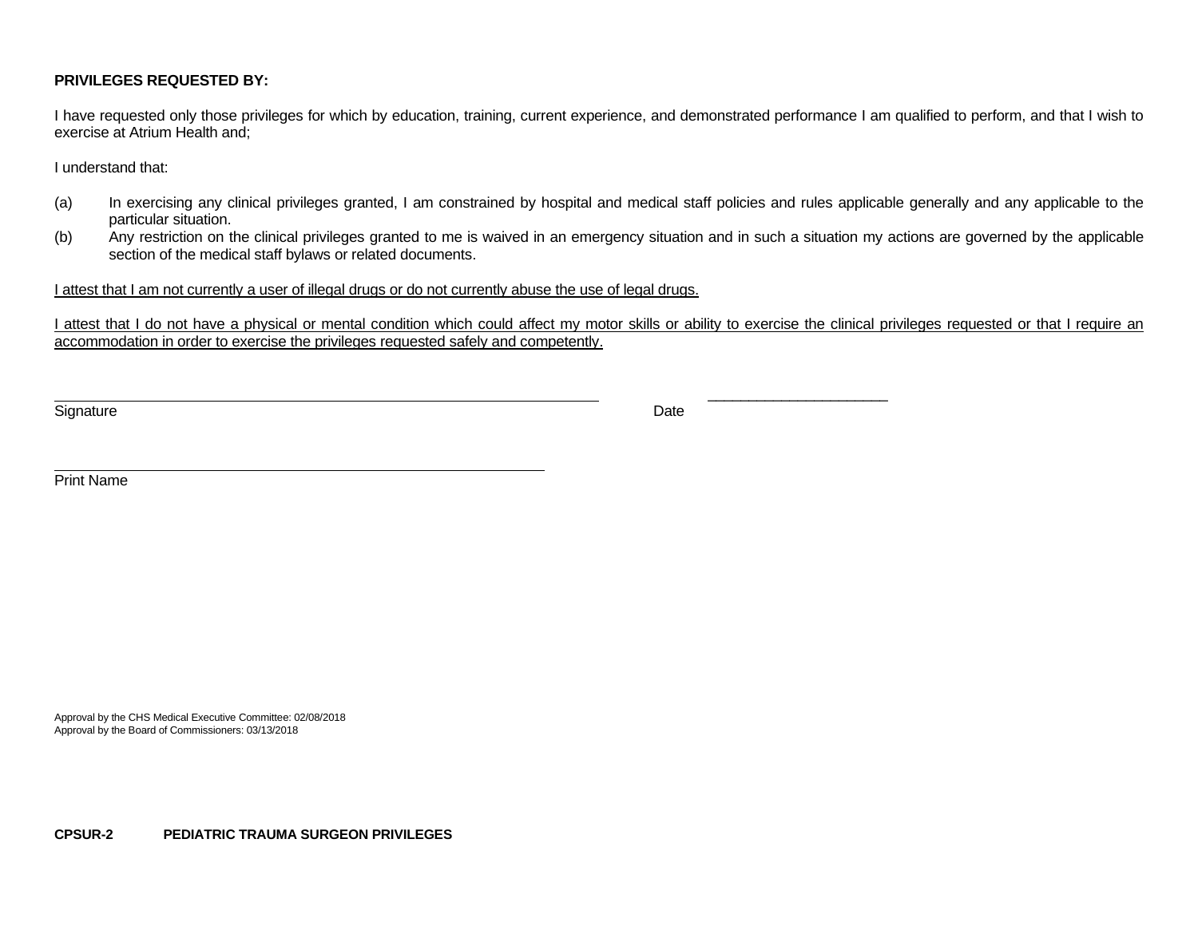**PRIVILEGES REQUESTED BY:**

I have requested only those privileges for which by education, training, current experience, and demonstrated performance I am qualified to perform, and that I wish to exercise at Atrium Health and;

I understand that:

(a) In exercising any clinical privileges granted, I am constrained by hospital and medical staff policies and rules applicable generally and any applicable to the particular situation.

(b) Any restriction on the clinical privileges granted to me is waived in an emergency situation and in such a situation my actions are governed by the applicable section of the medical staff bylaws or related documents.

<u>I attest that I am not currently a user of illegal drugs or do not currently abuse the use of legal drugs.</u>

<u>I attest that I do not have a physical or mental condition which could affect my motor skills or ability to exercise the clinical privileges requested or that I require an accommodation in order to exercise the privileges requested safely and competently.</u>

\_\_\_\_\_\_\_\_\_\_\_\_\_\_\_\_\_\_\_\_\_\_\_\_\_\_\_\_\_\_\_\_\_\_\_\_\_\_\_\_\_\_\_\_\_\_\_\_\_\_\_\_\_\_\_\_\_\_\_\_\_\_\_\_ \_\_\_\_\_\_\_\_\_\_\_\_\_\_\_\_\_\_\_\_\_\_
Signature Date

\_\_\_\_\_\_\_\_\_\_\_\_\_\_\_\_\_\_\_\_\_\_\_\_\_\_\_\_\_\_\_\_\_\_\_\_\_\_\_\_\_\_\_\_\_\_\_\_\_\_\_\_\_\_\_\_\_\_\_
Print Name

Approval by the CHS Medical Executive Committee: 02/08/2018
Approval by the Board of Commissioners: 03/13/2018

**CPSUR-2 PEDIATRIC TRAUMA SURGEON PRIVILEGES**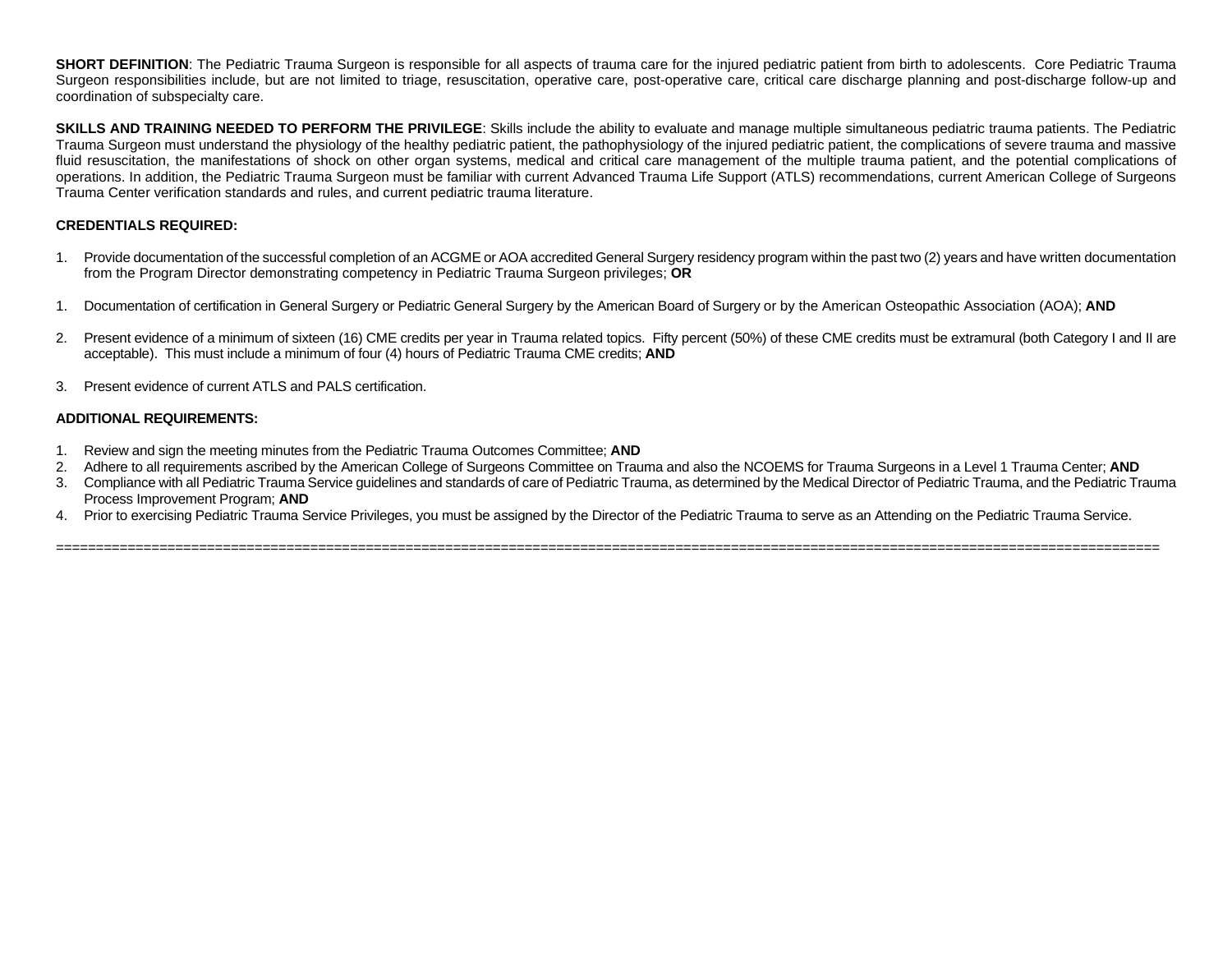**SHORT DEFINITION**: The Pediatric Trauma Surgeon is responsible for all aspects of trauma care for the injured pediatric patient from birth to adolescents. Core Pediatric Trauma Surgeon responsibilities include, but are not limited to triage, resuscitation, operative care, post-operative care, critical care discharge planning and post-discharge follow-up and coordination of subspecialty care.

**SKILLS AND TRAINING NEEDED TO PERFORM THE PRIVILEGE**: Skills include the ability to evaluate and manage multiple simultaneous pediatric trauma patients. The Pediatric Trauma Surgeon must understand the physiology of the healthy pediatric patient, the pathophysiology of the injured pediatric patient, the complications of severe trauma and massive fluid resuscitation, the manifestations of shock on other organ systems, medical and critical care management of the multiple trauma patient, and the potential complications of operations. In addition, the Pediatric Trauma Surgeon must be familiar with current Advanced Trauma Life Support (ATLS) recommendations, current American College of Surgeons Trauma Center verification standards and rules, and current pediatric trauma literature.

**CREDENTIALS REQUIRED:**

1. Provide documentation of the successful completion of an ACGME or AOA accredited General Surgery residency program within the past two (2) years and have written documentation from the Program Director demonstrating competency in Pediatric Trauma Surgeon privileges; **OR**

1. Documentation of certification in General Surgery or Pediatric General Surgery by the American Board of Surgery or by the American Osteopathic Association (AOA); **AND**

2. Present evidence of a minimum of sixteen (16) CME credits per year in Trauma related topics. Fifty percent (50%) of these CME credits must be extramural (both Category I and II are acceptable). This must include a minimum of four (4) hours of Pediatric Trauma CME credits; **AND**

3. Present evidence of current ATLS and PALS certification.

**ADDITIONAL REQUIREMENTS:**

1. Review and sign the meeting minutes from the Pediatric Trauma Outcomes Committee; **AND**
2. Adhere to all requirements ascribed by the American College of Surgeons Committee on Trauma and also the NCOEMS for Trauma Surgeons in a Level 1 Trauma Center; **AND**
3. Compliance with all Pediatric Trauma Service guidelines and standards of care of Pediatric Trauma, as determined by the Medical Director of Pediatric Trauma, and the Pediatric Trauma Process Improvement Program; **AND**
4. Prior to exercising Pediatric Trauma Service Privileges, you must be assigned by the Director of the Pediatric Trauma to serve as an Attending on the Pediatric Trauma Service.

===========================================================================================================================================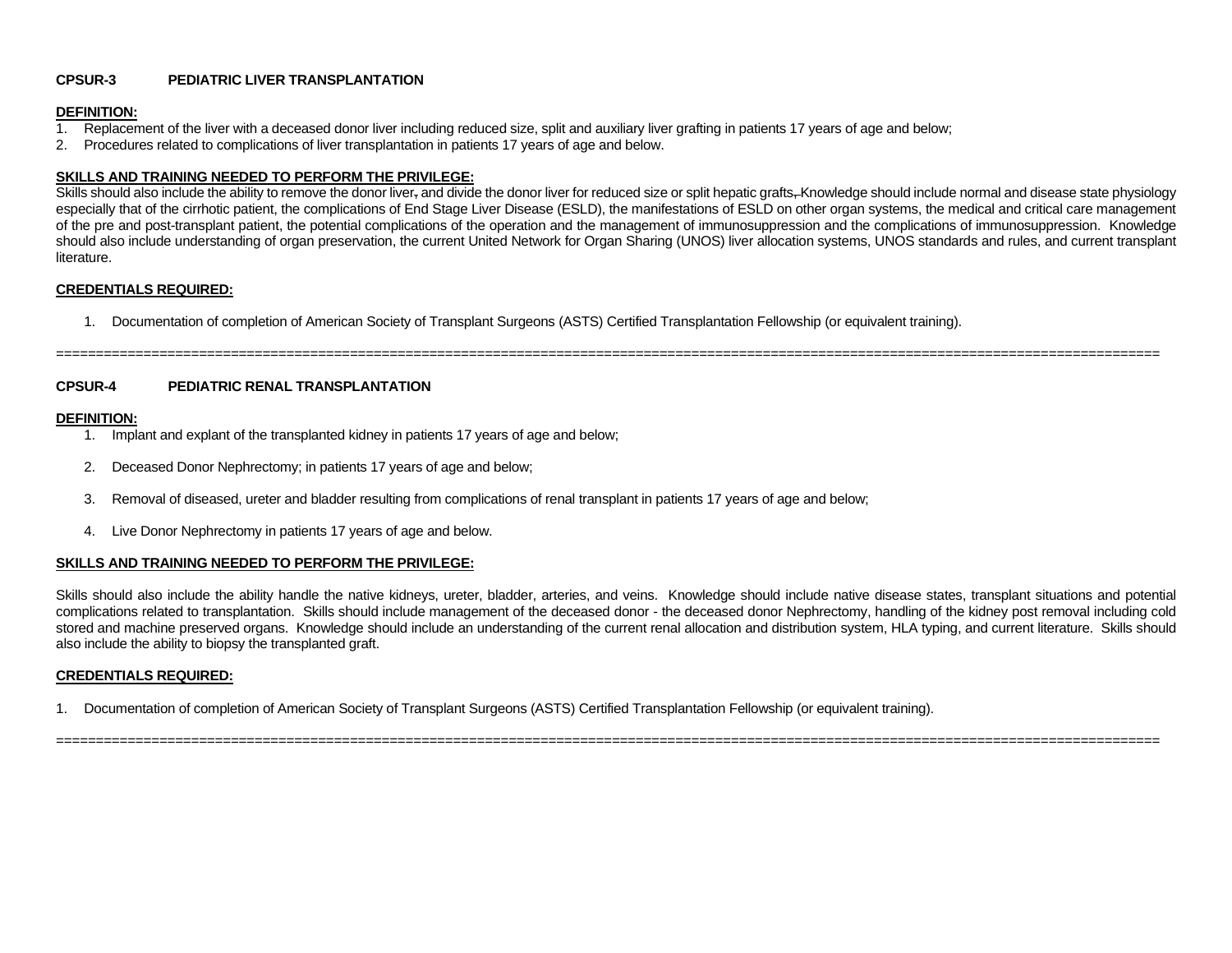**CPSUR-3 PEDIATRIC LIVER TRANSPLANTATION**

**DEFINITION:**

1. Replacement of the liver with a deceased donor liver including reduced size, split and auxiliary liver grafting in patients 17 years of age and below;
2. Procedures related to complications of liver transplantation in patients 17 years of age and below.

**SKILLS AND TRAINING NEEDED TO PERFORM THE PRIVILEGE:**

Skills should also include the ability to remove the donor liver, and divide the donor liver for reduced size or split hepatic grafts. Knowledge should include normal and disease state physiology especially that of the cirrhotic patient, the complications of End Stage Liver Disease (ESLD), the manifestations of ESLD on other organ systems, the medical and critical care management of the pre and post-transplant patient, the potential complications of the operation and the management of immunosuppression and the complications of immunosuppression. Knowledge should also include understanding of organ preservation, the current United Network for Organ Sharing (UNOS) liver allocation systems, UNOS standards and rules, and current transplant literature.

**CREDENTIALS REQUIRED:**

1. Documentation of completion of American Society of Transplant Surgeons (ASTS) Certified Transplantation Fellowship (or equivalent training).

==========================================================================================================================================

**CPSUR-4 PEDIATRIC RENAL TRANSPLANTATION**

**DEFINITION:**

1. Implant and explant of the transplanted kidney in patients 17 years of age and below;
2. Deceased Donor Nephrectomy; in patients 17 years of age and below;
3. Removal of diseased, ureter and bladder resulting from complications of renal transplant in patients 17 years of age and below;
4. Live Donor Nephrectomy in patients 17 years of age and below.

**SKILLS AND TRAINING NEEDED TO PERFORM THE PRIVILEGE:**

Skills should also include the ability handle the native kidneys, ureter, bladder, arteries, and veins. Knowledge should include native disease states, transplant situations and potential complications related to transplantation. Skills should include management of the deceased donor - the deceased donor Nephrectomy, handling of the kidney post removal including cold stored and machine preserved organs. Knowledge should include an understanding of the current renal allocation and distribution system, HLA typing, and current literature. Skills should also include the ability to biopsy the transplanted graft.

**CREDENTIALS REQUIRED:**

1. Documentation of completion of American Society of Transplant Surgeons (ASTS) Certified Transplantation Fellowship (or equivalent training).

==========================================================================================================================================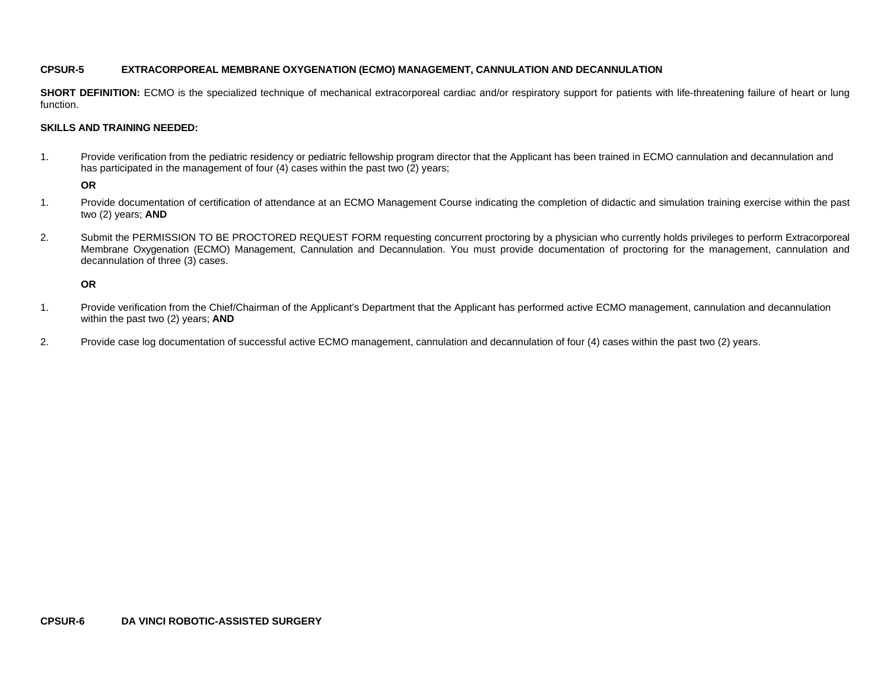**CPSUR-5 EXTRACORPOREAL MEMBRANE OXYGENATION (ECMO) MANAGEMENT, CANNULATION AND DECANNULATION**

**SHORT DEFINITION:** ECMO is the specialized technique of mechanical extracorporeal cardiac and/or respiratory support for patients with life-threatening failure of heart or lung function.

**SKILLS AND TRAINING NEEDED:**

1. Provide verification from the pediatric residency or pediatric fellowship program director that the Applicant has been trained in ECMO cannulation and decannulation and has participated in the management of four (4) cases within the past two (2) years;

   **OR**

1. Provide documentation of certification of attendance at an ECMO Management Course indicating the completion of didactic and simulation training exercise within the past two (2) years; **AND**

2. Submit the PERMISSION TO BE PROCTORED REQUEST FORM requesting concurrent proctoring by a physician who currently holds privileges to perform Extracorporeal Membrane Oxygenation (ECMO) Management, Cannulation and Decannulation. You must provide documentation of proctoring for the management, cannulation and decannulation of three (3) cases.

   **OR**

1. Provide verification from the Chief/Chairman of the Applicant's Department that the Applicant has performed active ECMO management, cannulation and decannulation within the past two (2) years; **AND**

2. Provide case log documentation of successful active ECMO management, cannulation and decannulation of four (4) cases within the past two (2) years.

**CPSUR-6 DA VINCI ROBOTIC-ASSISTED SURGERY**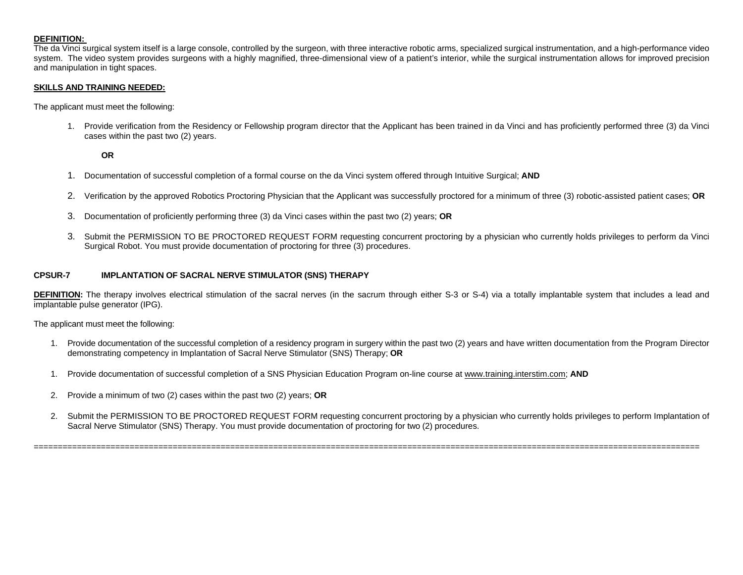**DEFINITION:**
The da Vinci surgical system itself is a large console, controlled by the surgeon, with three interactive robotic arms, specialized surgical instrumentation, and a high-performance video system. The video system provides surgeons with a highly magnified, three-dimensional view of a patient's interior, while the surgical instrumentation allows for improved precision and manipulation in tight spaces.

**SKILLS AND TRAINING NEEDED:**

The applicant must meet the following:

1. Provide verification from the Residency or Fellowship program director that the Applicant has been trained in da Vinci and has proficiently performed three (3) da Vinci cases within the past two (2) years.

   **OR**

1. Documentation of successful completion of a formal course on the da Vinci system offered through Intuitive Surgical; **AND**

2. Verification by the approved Robotics Proctoring Physician that the Applicant was successfully proctored for a minimum of three (3) robotic-assisted patient cases; **OR**

3. Documentation of proficiently performing three (3) da Vinci cases within the past two (2) years; **OR**

3. Submit the PERMISSION TO BE PROCTORED REQUEST FORM requesting concurrent proctoring by a physician who currently holds privileges to perform da Vinci Surgical Robot. You must provide documentation of proctoring for three (3) procedures.

**CPSUR-7 IMPLANTATION OF SACRAL NERVE STIMULATOR (SNS) THERAPY**

**DEFINITION:** The therapy involves electrical stimulation of the sacral nerves (in the sacrum through either S-3 or S-4) via a totally implantable system that includes a lead and implantable pulse generator (IPG).

The applicant must meet the following:

1. Provide documentation of the successful completion of a residency program in surgery within the past two (2) years and have written documentation from the Program Director demonstrating competency in Implantation of Sacral Nerve Stimulator (SNS) Therapy; **OR**

1. Provide documentation of successful completion of a SNS Physician Education Program on-line course at www.training.interstim.com; **AND**

2. Provide a minimum of two (2) cases within the past two (2) years; **OR**

2. Submit the PERMISSION TO BE PROCTORED REQUEST FORM requesting concurrent proctoring by a physician who currently holds privileges to perform Implantation of Sacral Nerve Stimulator (SNS) Therapy. You must provide documentation of proctoring for two (2) procedures.

=========================================================================================================================================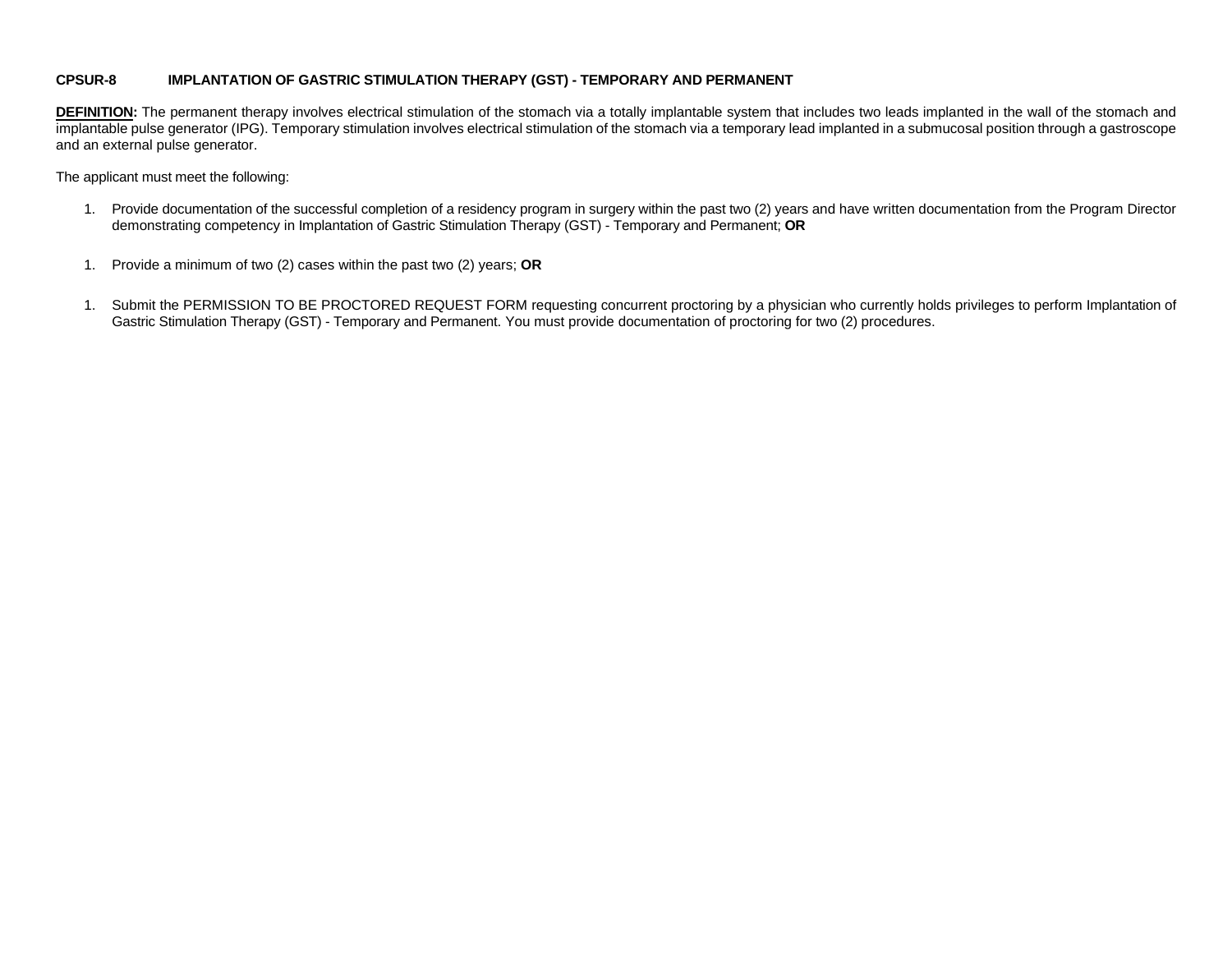**CPSUR-8 IMPLANTATION OF GASTRIC STIMULATION THERAPY (GST) - TEMPORARY AND PERMANENT**

**DEFINITION:** The permanent therapy involves electrical stimulation of the stomach via a totally implantable system that includes two leads implanted in the wall of the stomach and implantable pulse generator (IPG). Temporary stimulation involves electrical stimulation of the stomach via a temporary lead implanted in a submucosal position through a gastroscope and an external pulse generator.

The applicant must meet the following:

1. Provide documentation of the successful completion of a residency program in surgery within the past two (2) years and have written documentation from the Program Director demonstrating competency in Implantation of Gastric Stimulation Therapy (GST) - Temporary and Permanent; **OR**

1. Provide a minimum of two (2) cases within the past two (2) years; **OR**

1. Submit the PERMISSION TO BE PROCTORED REQUEST FORM requesting concurrent proctoring by a physician who currently holds privileges to perform Implantation of Gastric Stimulation Therapy (GST) - Temporary and Permanent. You must provide documentation of proctoring for two (2) procedures.